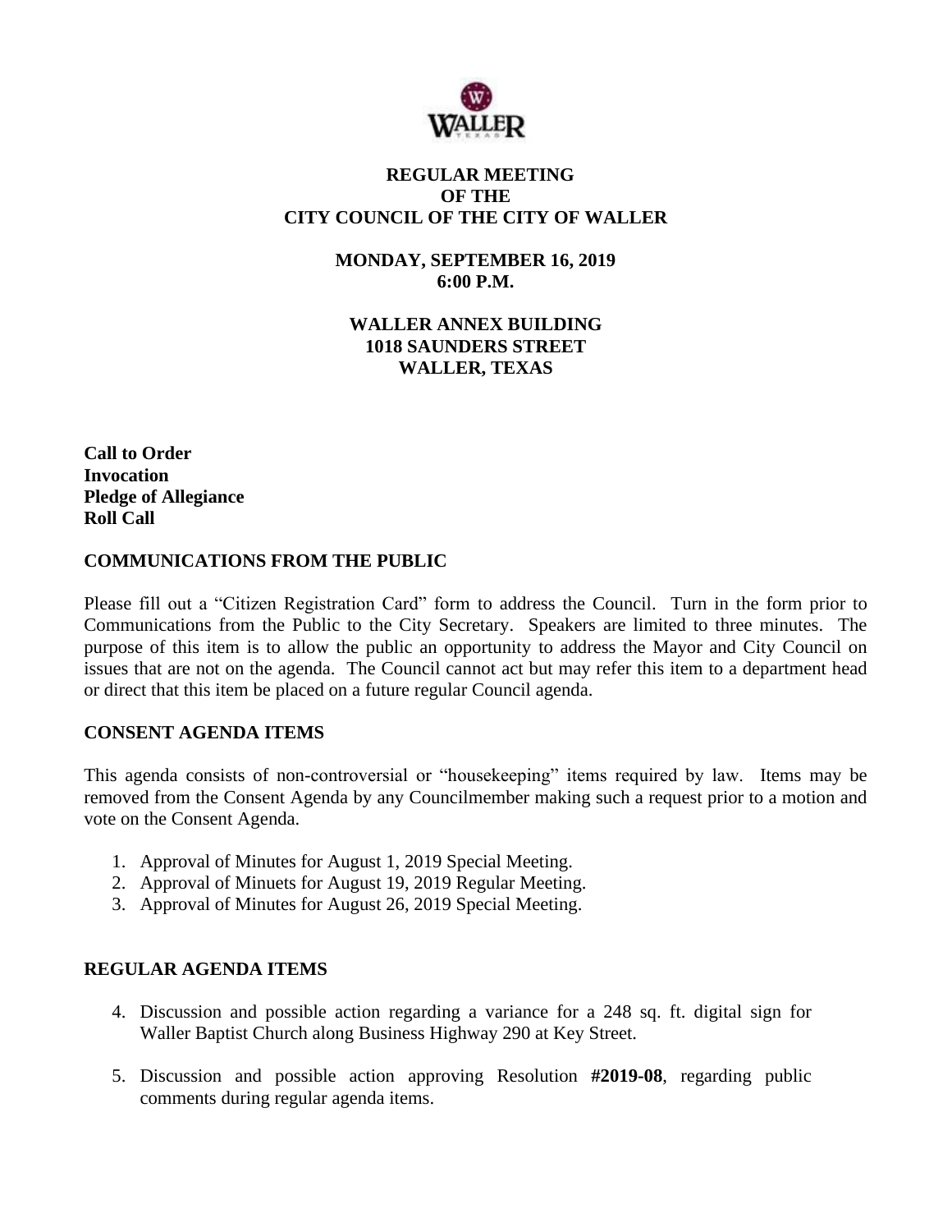# REGULAR MEETING OF THE CITY COUNCIL OF THE CITY OF WALLER

**MONDAY, SEPTEMBER 16, 2019**
**6:00 P.M.**

**WALLER ANNEX BUILDING**
**1018 SAUNDERS STREET**
**WALLER, TEXAS**

**Call to Order**
**Invocation**
**Pledge of Allegiance**
**Roll Call**

## COMMUNICATIONS FROM THE PUBLIC

Please fill out a "Citizen Registration Card" form to address the Council. Turn in the form prior to Communications from the Public to the City Secretary. Speakers are limited to three minutes. The purpose of this item is to allow the public an opportunity to address the Mayor and City Council on issues that are not on the agenda. The Council cannot act but may refer this item to a department head or direct that this item be placed on a future regular Council agenda.

## CONSENT AGENDA ITEMS

This agenda consists of non-controversial or "housekeeping" items required by law. Items may be removed from the Consent Agenda by any Councilmember making such a request prior to a motion and vote on the Consent Agenda.

1. Approval of Minutes for August 1, 2019 Special Meeting.
2. Approval of Minuets for August 19, 2019 Regular Meeting.
3. Approval of Minutes for August 26, 2019 Special Meeting.

## REGULAR AGENDA ITEMS

4. Discussion and possible action regarding a variance for a 248 sq. ft. digital sign for Waller Baptist Church along Business Highway 290 at Key Street.

5. Discussion and possible action approving Resolution **#2019-08**, regarding public comments during regular agenda items.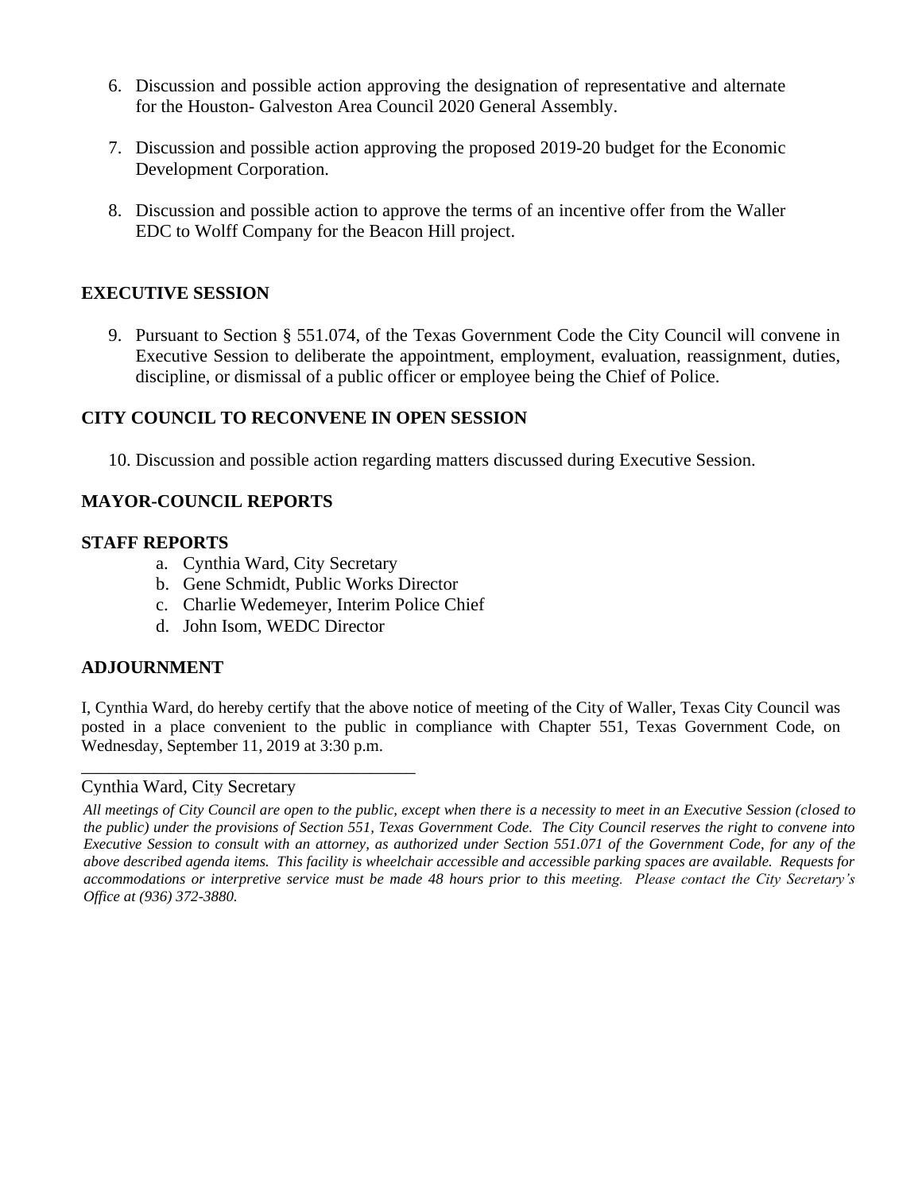6. Discussion and possible action approving the designation of representative and alternate for the Houston- Galveston Area Council 2020 General Assembly.

7. Discussion and possible action approving the proposed 2019-20 budget for the Economic Development Corporation.

8. Discussion and possible action to approve the terms of an incentive offer from the Waller EDC to Wolff Company for the Beacon Hill project.

## EXECUTIVE SESSION

9. Pursuant to Section § 551.074, of the Texas Government Code the City Council will convene in Executive Session to deliberate the appointment, employment, evaluation, reassignment, duties, discipline, or dismissal of a public officer or employee being the Chief of Police.

## CITY COUNCIL TO RECONVENE IN OPEN SESSION

10. Discussion and possible action regarding matters discussed during Executive Session.

## MAYOR-COUNCIL REPORTS

## STAFF REPORTS

a. Cynthia Ward, City Secretary
b. Gene Schmidt, Public Works Director
c. Charlie Wedemeyer, Interim Police Chief
d. John Isom, WEDC Director

## ADJOURNMENT

I, Cynthia Ward, do hereby certify that the above notice of meeting of the City of Waller, Texas City Council was posted in a place convenient to the public in compliance with Chapter 551, Texas Government Code, on Wednesday, September 11, 2019 at 3:30 p.m.

\_\_\_\_\_\_\_\_\_\_\_\_\_\_\_\_\_\_\_\_\_\_\_\_\_\_\_\_\_\_\_\_\_\_\_\_\_\_\_

Cynthia Ward, City Secretary

*All meetings of City Council are open to the public, except when there is a necessity to meet in an Executive Session (closed to the public) under the provisions of Section 551, Texas Government Code. The City Council reserves the right to convene into Executive Session to consult with an attorney, as authorized under Section 551.071 of the Government Code, for any of the above described agenda items. This facility is wheelchair accessible and accessible parking spaces are available. Requests for accommodations or interpretive service must be made 48 hours prior to this meeting. Please contact the City Secretary's Office at (936) 372-3880.*